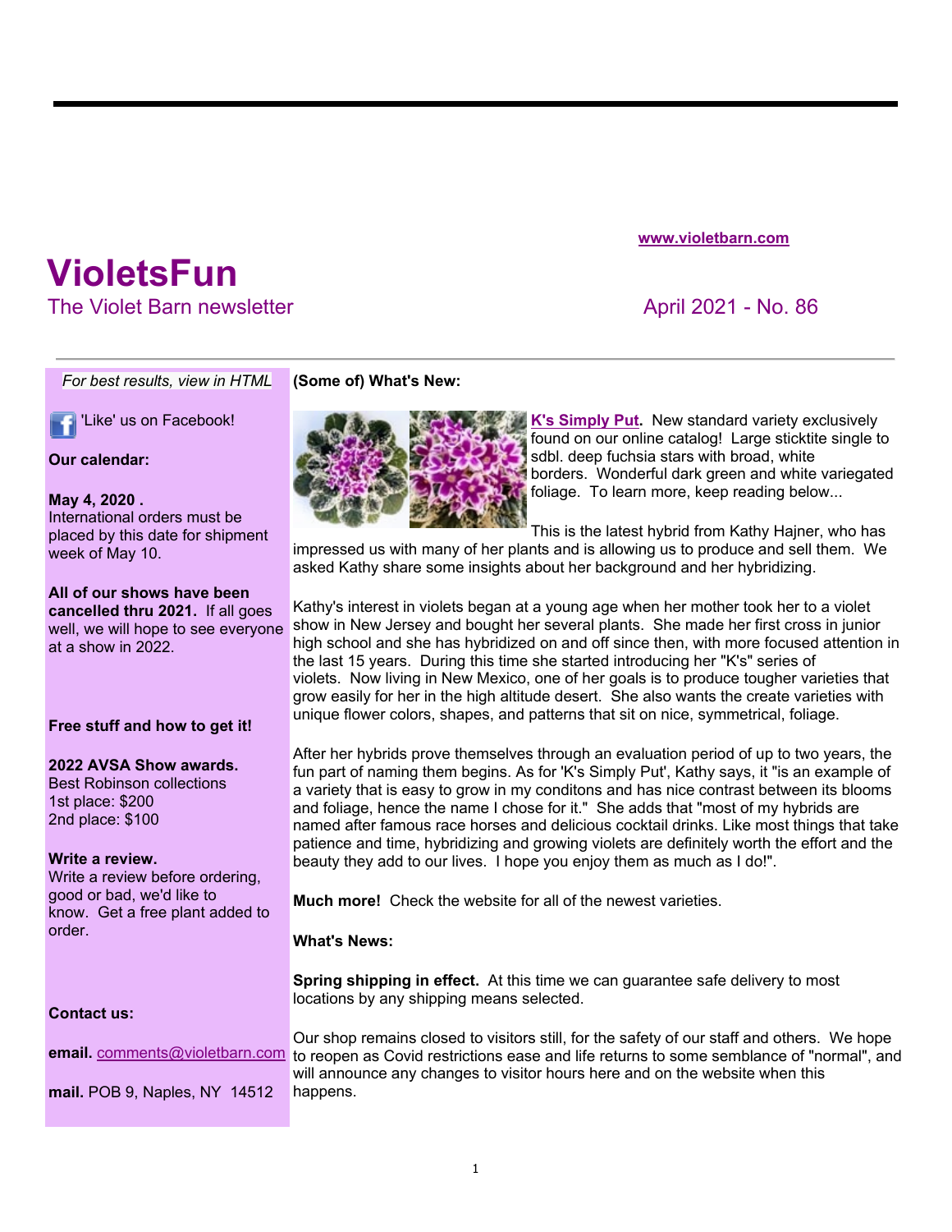www.violetbarn.com

# VioletsFun

The Violet Barn newsletter

April 2021 - No. 86

*For best results, view in HTML*

'Like' us on Facebook!

**Our calendar:**

**May 4, 2020 .**
International orders must be placed by this date for shipment week of May 10.

**All of our shows have been cancelled thru 2021.** If all goes well, we will hope to see everyone at a show in 2022.

**Free stuff and how to get it!**

**2022 AVSA Show awards.**
Best Robinson collections
1st place: $200
2nd place: $100

**Write a review.**
Write a review before ordering, good or bad, we'd like to know. Get a free plant added to order.

**Contact us:**

**email.** comments@violetbarn.com

**mail.** POB 9, Naples, NY 14512

## (Some of) What's New:

**K's Simply Put.** New standard variety exclusively found on our online catalog! Large sticktite single to sdbl. deep fuchsia stars with broad, white borders. Wonderful dark green and white variegated foliage. To learn more, keep reading below...

This is the latest hybrid from Kathy Hajner, who has impressed us with many of her plants and is allowing us to produce and sell them. We asked Kathy share some insights about her background and her hybridizing.

Kathy's interest in violets began at a young age when her mother took her to a violet show in New Jersey and bought her several plants. She made her first cross in junior high school and she has hybridized on and off since then, with more focused attention in the last 15 years. During this time she started introducing her "K's" series of violets. Now living in New Mexico, one of her goals is to produce tougher varieties that grow easily for her in the high altitude desert. She also wants the create varieties with unique flower colors, shapes, and patterns that sit on nice, symmetrical, foliage.

After her hybrids prove themselves through an evaluation period of up to two years, the fun part of naming them begins. As for 'K's Simply Put', Kathy says, it "is an example of a variety that is easy to grow in my conditons and has nice contrast between its blooms and foliage, hence the name I chose for it." She adds that "most of my hybrids are named after famous race horses and delicious cocktail drinks. Like most things that take patience and time, hybridizing and growing violets are definitely worth the effort and the beauty they add to our lives. I hope you enjoy them as much as I do!".

**Much more!** Check the website for all of the newest varieties.

## What's News:

**Spring shipping in effect.** At this time we can guarantee safe delivery to most locations by any shipping means selected.

Our shop remains closed to visitors still, for the safety of our staff and others. We hope to reopen as Covid restrictions ease and life returns to some semblance of "normal", and will announce any changes to visitor hours here and on the website when this happens.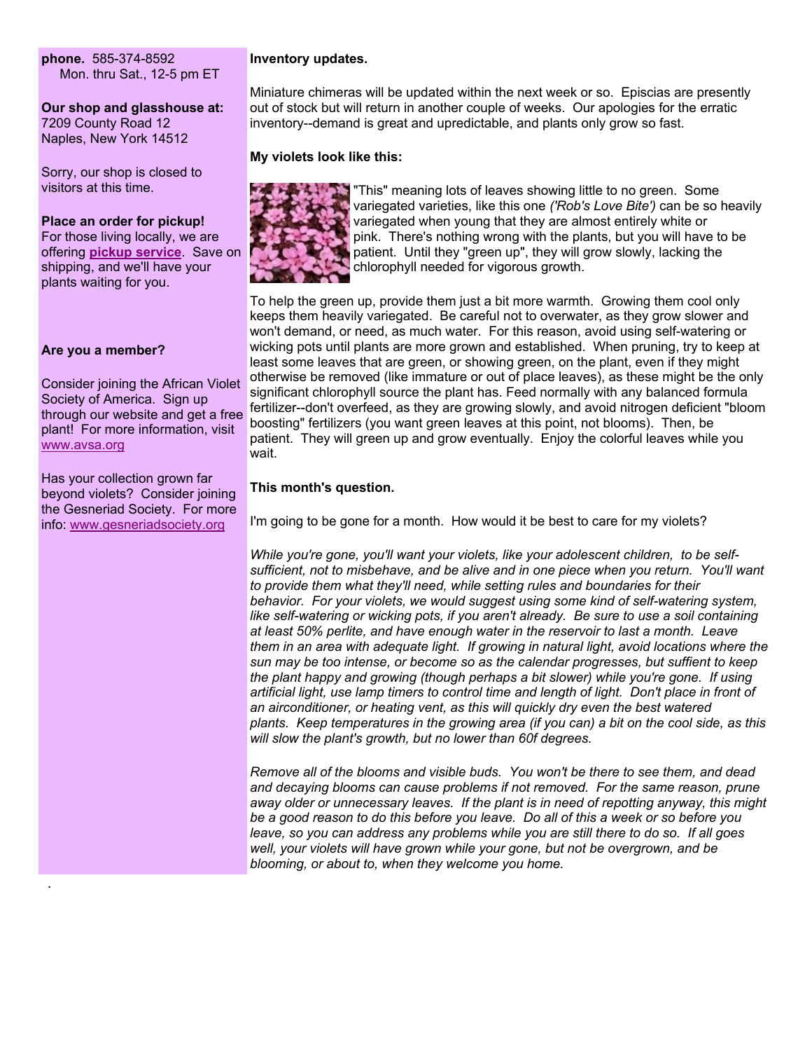**phone.** 585-374-8592
Mon. thru Sat., 12-5 pm ET

**Our shop and glasshouse at:**
7209 County Road 12
Naples, New York 14512

Sorry, our shop is closed to visitors at this time.

**Place an order for pickup!**
For those living locally, we are offering **pickup service**. Save on shipping, and we'll have your plants waiting for you.

**Are you a member?**

Consider joining the African Violet Society of America. Sign up through our website and get a free plant! For more information, visit www.avsa.org

Has your collection grown far beyond violets? Consider joining the Gesneriad Society. For more info: www.gesneriadsociety.org

**Inventory updates.**

Miniature chimeras will be updated within the next week or so. Episcias are presently out of stock but will return in another couple of weeks. Our apologies for the erratic inventory--demand is great and upredictable, and plants only grow so fast.

**My violets look like this:**

"This" meaning lots of leaves showing little to no green. Some variegated varieties, like this one *('Rob's Love Bite')* can be so heavily variegated when young that they are almost entirely white or pink. There's nothing wrong with the plants, but you will have to be patient. Until they "green up", they will grow slowly, lacking the chlorophyll needed for vigorous growth.

To help the green up, provide them just a bit more warmth. Growing them cool only keeps them heavily variegated. Be careful not to overwater, as they grow slower and won't demand, or need, as much water. For this reason, avoid using self-watering or wicking pots until plants are more grown and established. When pruning, try to keep at least some leaves that are green, or showing green, on the plant, even if they might otherwise be removed (like immature or out of place leaves), as these might be the only significant chlorophyll source the plant has. Feed normally with any balanced formula fertilizer--don't overfeed, as they are growing slowly, and avoid nitrogen deficient "bloom boosting" fertilizers (you want green leaves at this point, not blooms). Then, be patient. They will green up and grow eventually. Enjoy the colorful leaves while you wait.

**This month's question.**

I'm going to be gone for a month. How would it be best to care for my violets?

*While you're gone, you'll want your violets, like your adolescent children, to be self-sufficient, not to misbehave, and be alive and in one piece when you return. You'll want to provide them what they'll need, while setting rules and boundaries for their behavior. For your violets, we would suggest using some kind of self-watering system, like self-watering or wicking pots, if you aren't already. Be sure to use a soil containing at least 50% perlite, and have enough water in the reservoir to last a month. Leave them in an area with adequate light. If growing in natural light, avoid locations where the sun may be too intense, or become so as the calendar progresses, but suffient to keep the plant happy and growing (though perhaps a bit slower) while you're gone. If using artificial light, use lamp timers to control time and length of light. Don't place in front of an airconditioner, or heating vent, as this will quickly dry even the best watered plants. Keep temperatures in the growing area (if you can) a bit on the cool side, as this will slow the plant's growth, but no lower than 60f degrees.*

*Remove all of the blooms and visible buds. You won't be there to see them, and dead and decaying blooms can cause problems if not removed. For the same reason, prune away older or unnecessary leaves. If the plant is in need of repotting anyway, this might be a good reason to do this before you leave. Do all of this a week or so before you leave, so you can address any problems while you are still there to do so. If all goes well, your violets will have grown while your gone, but not be overgrown, and be blooming, or about to, when they welcome you home.*